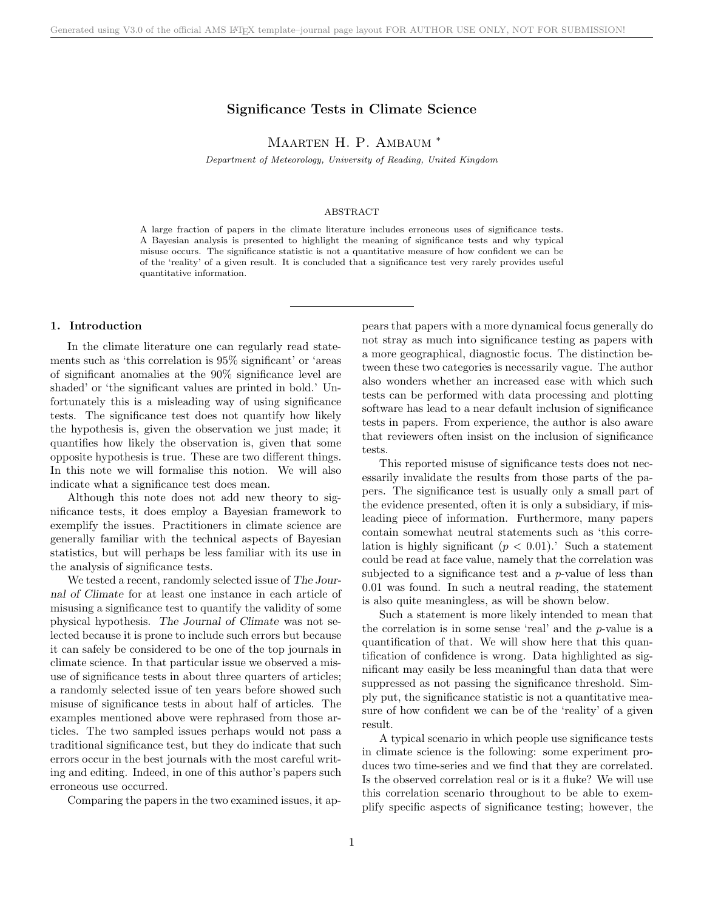# Significance Tests in Climate Science

Maarten H. P. Ambaum *

*Department of Meteorology, University of Reading, United Kingdom*

## ABSTRACT

A large fraction of papers in the climate literature includes erroneous uses of significance tests. A Bayesian analysis is presented to highlight the meaning of significance tests and why typical misuse occurs. The significance statistic is not a quantitative measure of how confident we can be of the 'reality' of a given result. It is concluded that a significance test very rarely provides useful quantitative information.

## 1. Introduction

In the climate literature one can regularly read statements such as 'this correlation is 95% significant' or 'areas of significant anomalies at the 90% significance level are shaded' or 'the significant values are printed in bold.' Unfortunately this is a misleading way of using significance tests. The significance test does not quantify how likely the hypothesis is, given the observation we just made; it quantifies how likely the observation is, given that some opposite hypothesis is true. These are two different things. In this note we will formalise this notion. We will also indicate what a significance test does mean.

Although this note does not add new theory to significance tests, it does employ a Bayesian framework to exemplify the issues. Practitioners in climate science are generally familiar with the technical aspects of Bayesian statistics, but will perhaps be less familiar with its use in the analysis of significance tests.

We tested a recent, randomly selected issue of *The Journal of Climate* for at least one instance in each article of misusing a significance test to quantify the validity of some physical hypothesis. *The Journal of Climate* was not selected because it is prone to include such errors but because it can safely be considered to be one of the top journals in climate science. In that particular issue we observed a misuse of significance tests in about three quarters of articles; a randomly selected issue of ten years before showed such misuse of significance tests in about half of articles. The examples mentioned above were rephrased from those articles. The two sampled issues perhaps would not pass a traditional significance test, but they do indicate that such errors occur in the best journals with the most careful writing and editing. Indeed, in one of this author's papers such erroneous use occurred.

Comparing the papers in the two examined issues, it appears that papers with a more dynamical focus generally do not stray as much into significance testing as papers with a more geographical, diagnostic focus. The distinction between these two categories is necessarily vague. The author also wonders whether an increased ease with which such tests can be performed with data processing and plotting software has lead to a near default inclusion of significance tests in papers. From experience, the author is also aware that reviewers often insist on the inclusion of significance tests.

This reported misuse of significance tests does not necessarily invalidate the results from those parts of the papers. The significance test is usually only a small part of the evidence presented, often it is only a subsidiary, if misleading piece of information. Furthermore, many papers contain somewhat neutral statements such as 'this correlation is highly significant ($p < 0.01$).' Such a statement could be read at face value, namely that the correlation was subjected to a significance test and a $p$-value of less than 0.01 was found. In such a neutral reading, the statement is also quite meaningless, as will be shown below.

Such a statement is more likely intended to mean that the correlation is in some sense 'real' and the $p$-value is a quantification of that. We will show here that this quantification of confidence is wrong. Data highlighted as significant may easily be less meaningful than data that were suppressed as not passing the significance threshold. Simply put, the significance statistic is not a quantitative measure of how confident we can be of the 'reality' of a given result.

A typical scenario in which people use significance tests in climate science is the following: some experiment produces two time-series and we find that they are correlated. Is the observed correlation real or is it a fluke? We will use this correlation scenario throughout to be able to exemplify specific aspects of significance testing; however, the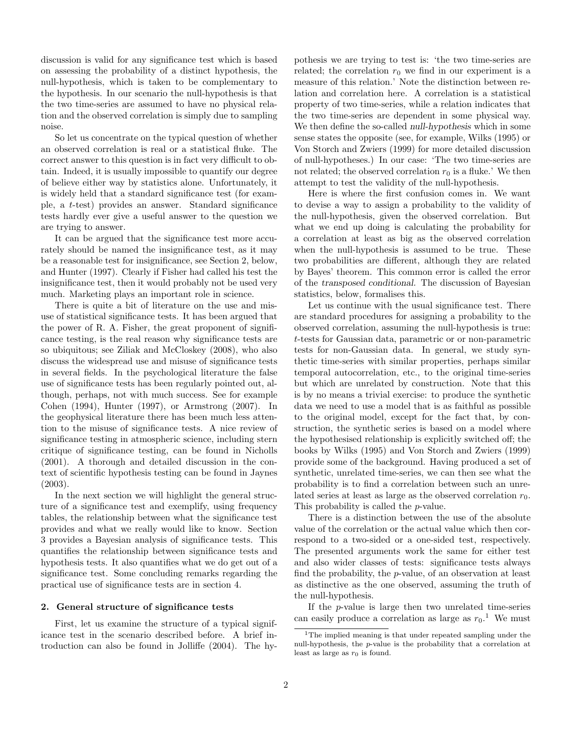discussion is valid for any significance test which is based on assessing the probability of a distinct hypothesis, the null-hypothesis, which is taken to be complementary to the hypothesis. In our scenario the null-hypothesis is that the two time-series are assumed to have no physical relation and the observed correlation is simply due to sampling noise.

So let us concentrate on the typical question of whether an observed correlation is real or a statistical fluke. The correct answer to this question is in fact very difficult to obtain. Indeed, it is usually impossible to quantify our degree of believe either way by statistics alone. Unfortunately, it is widely held that a standard significance test (for example, a *t*-test) provides an answer. Standard significance tests hardly ever give a useful answer to the question we are trying to answer.

It can be argued that the significance test more accurately should be named the insignificance test, as it may be a reasonable test for insignificance, see Section 2, below, and Hunter (1997). Clearly if Fisher had called his test the insignificance test, then it would probably not be used very much. Marketing plays an important role in science.

There is quite a bit of literature on the use and misuse of statistical significance tests. It has been argued that the power of R. A. Fisher, the great proponent of significance testing, is the real reason why significance tests are so ubiquitous; see Ziliak and McCloskey (2008), who also discuss the widespread use and misuse of significance tests in several fields. In the psychological literature the false use of significance tests has been regularly pointed out, although, perhaps, not with much success. See for example Cohen (1994), Hunter (1997), or Armstrong (2007). In the geophysical literature there has been much less attention to the misuse of significance tests. A nice review of significance testing in atmospheric science, including stern critique of significance testing, can be found in Nicholls (2001). A thorough and detailed discussion in the context of scientific hypothesis testing can be found in Jaynes (2003).

In the next section we will highlight the general structure of a significance test and exemplify, using frequency tables, the relationship between what the significance test provides and what we really would like to know. Section 3 provides a Bayesian analysis of significance tests. This quantifies the relationship between significance tests and hypothesis tests. It also quantifies what we do get out of a significance test. Some concluding remarks regarding the practical use of significance tests are in section 4.

## 2. General structure of significance tests

First, let us examine the structure of a typical significance test in the scenario described before. A brief introduction can also be found in Jolliffe (2004). The hypothesis we are trying to test is: 'the two time-series are related; the correlation $r_0$ we find in our experiment is a measure of this relation.' Note the distinction between relation and correlation here. A correlation is a statistical property of two time-series, while a relation indicates that the two time-series are dependent in some physical way. We then define the so-called *null-hypothesis* which in some sense states the opposite (see, for example, Wilks (1995) or Von Storch and Zwiers (1999) for more detailed discussion of null-hypotheses.) In our case: 'The two time-series are not related; the observed correlation $r_0$ is a fluke.' We then attempt to test the validity of the null-hypothesis.

Here is where the first confusion comes in. We want to devise a way to assign a probability to the validity of the null-hypothesis, given the observed correlation. But what we end up doing is calculating the probability for a correlation at least as big as the observed correlation when the null-hypothesis is assumed to be true. These two probabilities are different, although they are related by Bayes' theorem. This common error is called the error of the *transposed conditional*. The discussion of Bayesian statistics, below, formalises this.

Let us continue with the usual significance test. There are standard procedures for assigning a probability to the observed correlation, assuming the null-hypothesis is true: *t*-tests for Gaussian data, parametric or or non-parametric tests for non-Gaussian data. In general, we study synthetic time-series with similar properties, perhaps similar temporal autocorrelation, etc., to the original time-series but which are unrelated by construction. Note that this is by no means a trivial exercise: to produce the synthetic data we need to use a model that is as faithful as possible to the original model, except for the fact that, by construction, the synthetic series is based on a model where the hypothesised relationship is explicitly switched off; the books by Wilks (1995) and Von Storch and Zwiers (1999) provide some of the background. Having produced a set of synthetic, unrelated time-series, we can then see what the probability is to find a correlation between such an unrelated series at least as large as the observed correlation $r_0$. This probability is called the *p*-value.

There is a distinction between the use of the absolute value of the correlation or the actual value which then correspond to a two-sided or a one-sided test, respectively. The presented arguments work the same for either test and also wider classes of tests: significance tests always find the probability, the *p*-value, of an observation at least as distinctive as the one observed, assuming the truth of the null-hypothesis.

If the *p*-value is large then two unrelated time-series can easily produce a correlation as large as $r_0$.[1] We must

[1] The implied meaning is that under repeated sampling under the null-hypothesis, the *p*-value is the probability that a correlation at least as large as $r_0$ is found.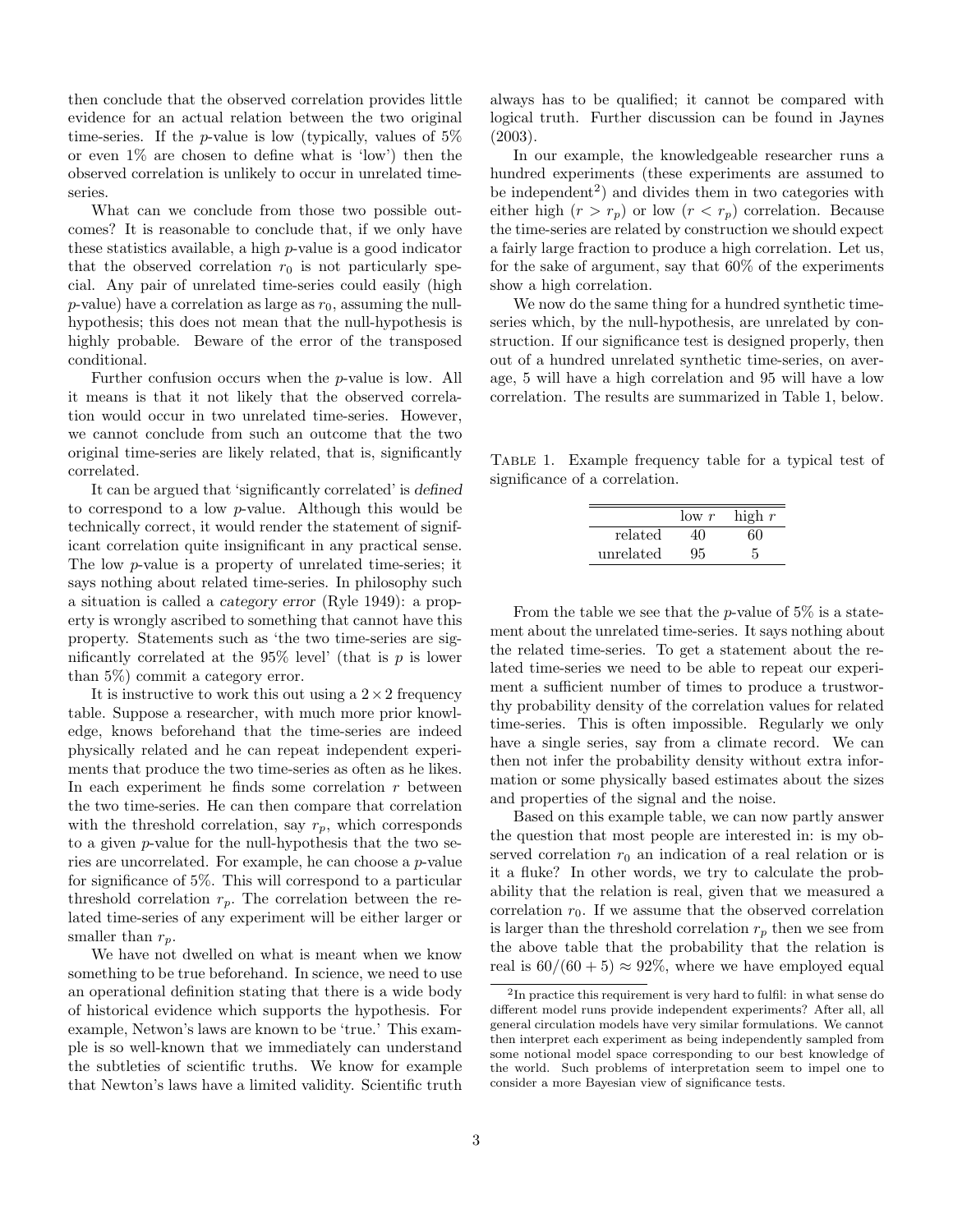then conclude that the observed correlation provides little evidence for an actual relation between the two original time-series. If the $p$-value is low (typically, values of 5% or even 1% are chosen to define what is 'low') then the observed correlation is unlikely to occur in unrelated time-series.

What can we conclude from those two possible outcomes? It is reasonable to conclude that, if we only have these statistics available, a high $p$-value is a good indicator that the observed correlation $r_0$ is not particularly special. Any pair of unrelated time-series could easily (high $p$-value) have a correlation as large as $r_0$, assuming the null-hypothesis; this does not mean that the null-hypothesis is highly probable. Beware of the error of the transposed conditional.

Further confusion occurs when the $p$-value is low. All it means is that it not likely that the observed correlation would occur in two unrelated time-series. However, we cannot conclude from such an outcome that the two original time-series are likely related, that is, significantly correlated.

It can be argued that 'significantly correlated' is *defined* to correspond to a low $p$-value. Although this would be technically correct, it would render the statement of significant correlation quite insignificant in any practical sense. The low $p$-value is a property of unrelated time-series; it says nothing about related time-series. In philosophy such a situation is called a *category error* (Ryle 1949): a property is wrongly ascribed to something that cannot have this property. Statements such as 'the two time-series are significantly correlated at the 95% level' (that is $p$ is lower than 5%) commit a category error.

It is instructive to work this out using a $2 \times 2$ frequency table. Suppose a researcher, with much more prior knowledge, knows beforehand that the time-series are indeed physically related and he can repeat independent experiments that produce the two time-series as often as he likes. In each experiment he finds some correlation $r$ between the two time-series. He can then compare that correlation with the threshold correlation, say $r_p$, which corresponds to a given $p$-value for the null-hypothesis that the two series are uncorrelated. For example, he can choose a $p$-value for significance of 5%. This will correspond to a particular threshold correlation $r_p$. The correlation between the related time-series of any experiment will be either larger or smaller than $r_p$.

We have not dwelled on what is meant when we know something to be true beforehand. In science, we need to use an operational definition stating that there is a wide body of historical evidence which supports the hypothesis. For example, Netwon's laws are known to be 'true.' This example is so well-known that we immediately can understand the subtleties of scientific truths. We know for example that Newton's laws have a limited validity. Scientific truth always has to be qualified; it cannot be compared with logical truth. Further discussion can be found in Jaynes (2003).

In our example, the knowledgeable researcher runs a hundred experiments (these experiments are assumed to be independent[2]) and divides them in two categories with either high ($r > r_p$) or low ($r < r_p$) correlation. Because the time-series are related by construction we should expect a fairly large fraction to produce a high correlation. Let us, for the sake of argument, say that 60% of the experiments show a high correlation.

We now do the same thing for a hundred synthetic time-series which, by the null-hypothesis, are unrelated by construction. If our significance test is designed properly, then out of a hundred unrelated synthetic time-series, on average, 5 will have a high correlation and 95 will have a low correlation. The results are summarized in Table 1, below.

Table 1. Example frequency table for a typical test of significance of a correlation.

| | low $r$ | high $r$ |
|---|---|---|
| related | 40 | 60 |
| unrelated | 95 | 5 |

From the table we see that the $p$-value of 5% is a statement about the unrelated time-series. It says nothing about the related time-series. To get a statement about the related time-series we need to be able to repeat our experiment a sufficient number of times to produce a trustworthy probability density of the correlation values for related time-series. This is often impossible. Regularly we only have a single series, say from a climate record. We can then not infer the probability density without extra information or some physically based estimates about the sizes and properties of the signal and the noise.

Based on this example table, we can now partly answer the question that most people are interested in: is my observed correlation $r_0$ an indication of a real relation or is it a fluke? In other words, we try to calculate the probability that the relation is real, given that we measured a correlation $r_0$. If we assume that the observed correlation is larger than the threshold correlation $r_p$ then we see from the above table that the probability that the relation is real is $60/(60 + 5) \approx 92\%$, where we have employed equal

[2] In practice this requirement is very hard to fulfil: in what sense do different model runs provide independent experiments? After all, all general circulation models have very similar formulations. We cannot then interpret each experiment as being independently sampled from some notional model space corresponding to our best knowledge of the world. Such problems of interpretation seem to impel one to consider a more Bayesian view of significance tests.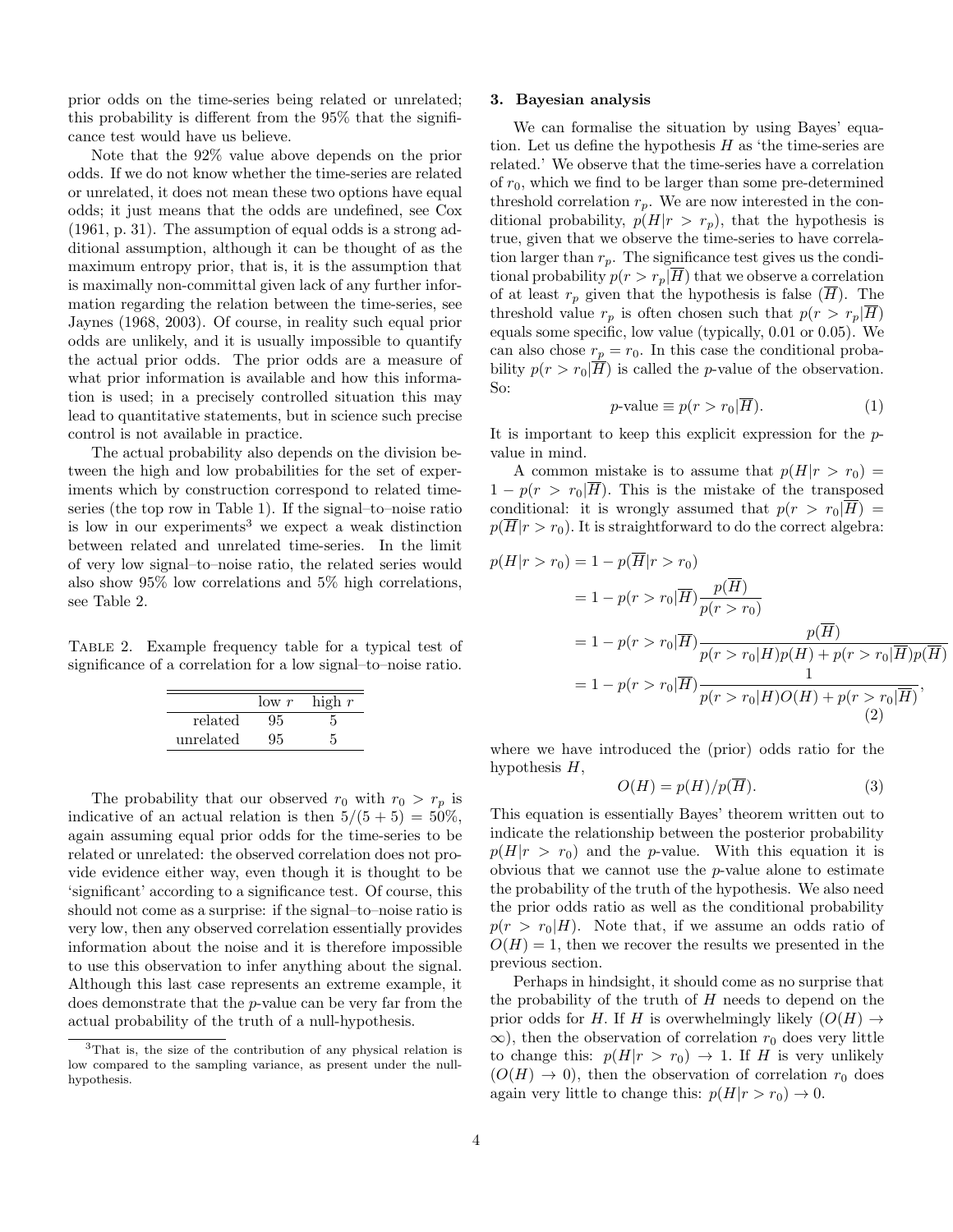prior odds on the time-series being related or unrelated; this probability is different from the 95% that the significance test would have us believe.

Note that the 92% value above depends on the prior odds. If we do not know whether the time-series are related or unrelated, it does not mean these two options have equal odds; it just means that the odds are undefined, see Cox (1961, p. 31). The assumption of equal odds is a strong additional assumption, although it can be thought of as the maximum entropy prior, that is, it is the assumption that is maximally non-committal given lack of any further information regarding the relation between the time-series, see Jaynes (1968, 2003). Of course, in reality such equal prior odds are unlikely, and it is usually impossible to quantify the actual prior odds. The prior odds are a measure of what prior information is available and how this information is used; in a precisely controlled situation this may lead to quantitative statements, but in science such precise control is not available in practice.

The actual probability also depends on the division between the high and low probabilities for the set of experiments which by construction correspond to related time-series (the top row in Table 1). If the signal–to–noise ratio is low in our experiments[3] we expect a weak distinction between related and unrelated time-series. In the limit of very low signal–to–noise ratio, the related series would also show 95% low correlations and 5% high correlations, see Table 2.

Table 2. Example frequency table for a typical test of significance of a correlation for a low signal–to–noise ratio.

| | low $r$ | high $r$ |
|---|---|---|
| related | 95 | 5 |
| unrelated | 95 | 5 |

The probability that our observed $r_0$ with $r_0 > r_p$ is indicative of an actual relation is then $5/(5+5) = 50\%$, again assuming equal prior odds for the time-series to be related or unrelated: the observed correlation does not provide evidence either way, even though it is thought to be 'significant' according to a significance test. Of course, this should not come as a surprise: if the signal–to–noise ratio is very low, then any observed correlation essentially provides information about the noise and it is therefore impossible to use this observation to infer anything about the signal. Although this last case represents an extreme example, it does demonstrate that the $p$-value can be very far from the actual probability of the truth of a null-hypothesis.

[3] That is, the size of the contribution of any physical relation is low compared to the sampling variance, as present under the null-hypothesis.

## 3. Bayesian analysis

We can formalise the situation by using Bayes' equation. Let us define the hypothesis $H$ as 'the time-series are related.' We observe that the time-series have a correlation of $r_0$, which we find to be larger than some pre-determined threshold correlation $r_p$. We are now interested in the conditional probability, $p(H|r > r_p)$, that the hypothesis is true, given that we observe the time-series to have correlation larger than $r_p$. The significance test gives us the conditional probability $p(r > r_p|\overline{H})$ that we observe a correlation of at least $r_p$ given that the hypothesis is false ($\overline{H}$). The threshold value $r_p$ is often chosen such that $p(r > r_p|\overline{H})$ equals some specific, low value (typically, 0.01 or 0.05). We can also chose $r_p = r_0$. In this case the conditional probability $p(r > r_0|\overline{H})$ is called the $p$-value of the observation. So:

$$p\text{-value} \equiv p(r > r_0|\overline{H}). \tag{1}$$

It is important to keep this explicit expression for the $p$-value in mind.

A common mistake is to assume that $p(H|r > r_0) = 1 - p(r > r_0|\overline{H})$. This is the mistake of the transposed conditional: it is wrongly assumed that $p(r > r_0|\overline{H}) = p(\overline{H}|r > r_0)$. It is straightforward to do the correct algebra:

$$\begin{aligned}
p(H|r > r_0) &= 1 - p(\overline{H}|r > r_0) \\
&= 1 - p(r > r_0|\overline{H})\frac{p(\overline{H})}{p(r > r_0)} \\
&= 1 - p(r > r_0|\overline{H})\frac{p(\overline{H})}{p(r > r_0|H)p(H) + p(r > r_0|\overline{H})p(\overline{H})} \\
&= 1 - p(r > r_0|\overline{H})\frac{1}{p(r > r_0|H)O(H) + p(r > r_0|\overline{H})},
\end{aligned} \tag{2}$$

where we have introduced the (prior) odds ratio for the hypothesis $H$,

$$O(H) = p(H)/p(\overline{H}). \tag{3}$$

This equation is essentially Bayes' theorem written out to indicate the relationship between the posterior probability $p(H|r > r_0)$ and the $p$-value. With this equation it is obvious that we cannot use the $p$-value alone to estimate the probability of the truth of the hypothesis. We also need the prior odds ratio as well as the conditional probability $p(r > r_0|H)$. Note that, if we assume an odds ratio of $O(H) = 1$, then we recover the results we presented in the previous section.

Perhaps in hindsight, it should come as no surprise that the probability of the truth of $H$ needs to depend on the prior odds for $H$. If $H$ is overwhelmingly likely ($O(H) \to \infty$), then the observation of correlation $r_0$ does very little to change this: $p(H|r > r_0) \to 1$. If $H$ is very unlikely ($O(H) \to 0$), then the observation of correlation $r_0$ does again very little to change this: $p(H|r > r_0) \to 0$.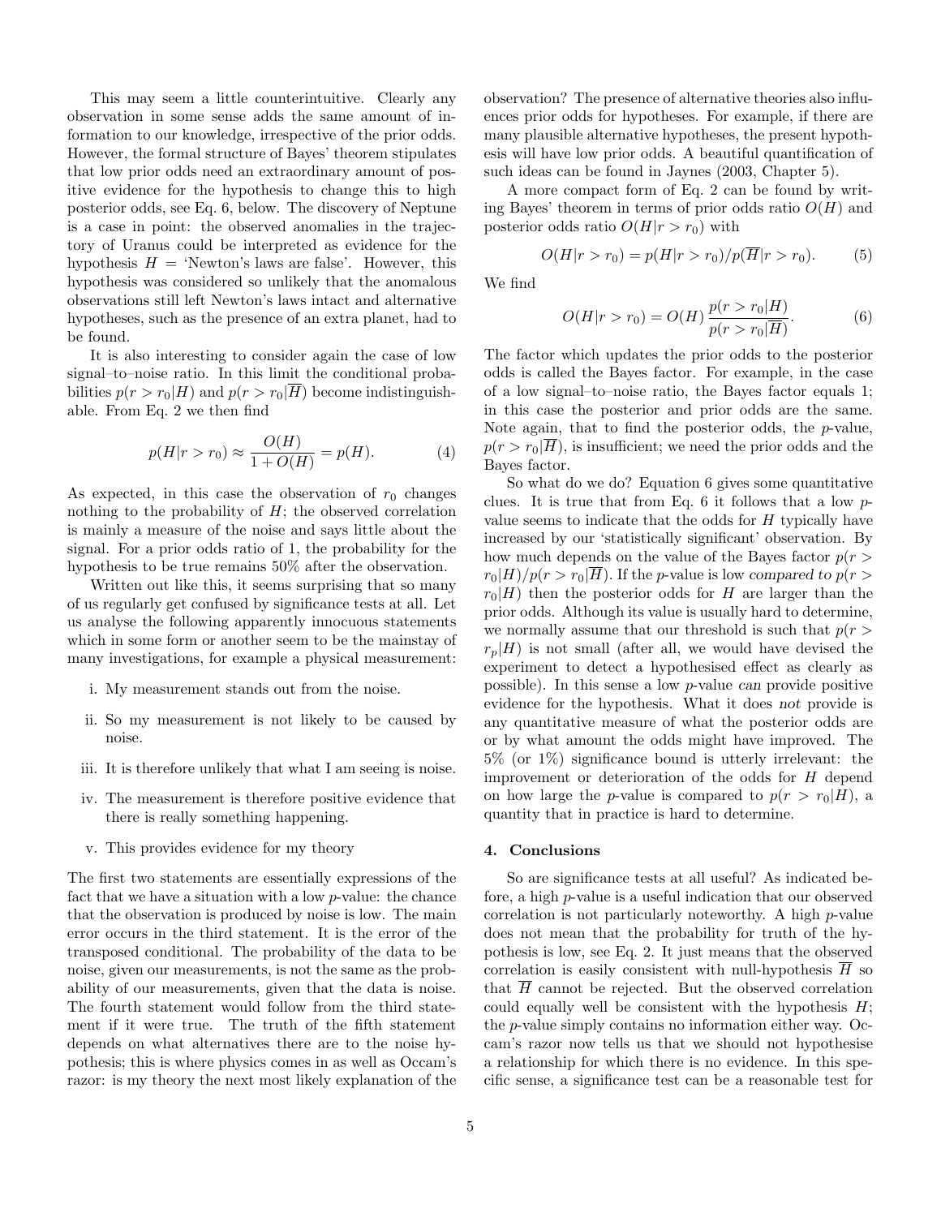This may seem a little counterintuitive. Clearly any observation in some sense adds the same amount of information to our knowledge, irrespective of the prior odds. However, the formal structure of Bayes' theorem stipulates that low prior odds need an extraordinary amount of positive evidence for the hypothesis to change this to high posterior odds, see Eq. 6, below. The discovery of Neptune is a case in point: the observed anomalies in the trajectory of Uranus could be interpreted as evidence for the hypothesis $H$ = 'Newton's laws are false'. However, this hypothesis was considered so unlikely that the anomalous observations still left Newton's laws intact and alternative hypotheses, such as the presence of an extra planet, had to be found.

It is also interesting to consider again the case of low signal–to–noise ratio. In this limit the conditional probabilities $p(r > r_0|H)$ and $p(r > r_0|\overline{H})$ become indistinguishable. From Eq. 2 we then find

$$p(H|r > r_0) \approx \frac{O(H)}{1 + O(H)} = p(H). \qquad (4)$$

As expected, in this case the observation of $r_0$ changes nothing to the probability of $H$; the observed correlation is mainly a measure of the noise and says little about the signal. For a prior odds ratio of 1, the probability for the hypothesis to be true remains 50% after the observation.

Written out like this, it seems surprising that so many of us regularly get confused by significance tests at all. Let us analyse the following apparently innocuous statements which in some form or another seem to be the mainstay of many investigations, for example a physical measurement:

i. My measurement stands out from the noise.

ii. So my measurement is not likely to be caused by noise.

iii. It is therefore unlikely that what I am seeing is noise.

iv. The measurement is therefore positive evidence that there is really something happening.

v. This provides evidence for my theory

The first two statements are essentially expressions of the fact that we have a situation with a low $p$-value: the chance that the observation is produced by noise is low. The main error occurs in the third statement. It is the error of the transposed conditional. The probability of the data to be noise, given our measurements, is not the same as the probability of our measurements, given that the data is noise. The fourth statement would follow from the third statement if it were true. The truth of the fifth statement depends on what alternatives there are to the noise hypothesis; this is where physics comes in as well as Occam's razor: is my theory the next most likely explanation of the observation? The presence of alternative theories also influences prior odds for hypotheses. For example, if there are many plausible alternative hypotheses, the present hypothesis will have low prior odds. A beautiful quantification of such ideas can be found in Jaynes (2003, Chapter 5).

A more compact form of Eq. 2 can be found by writing Bayes' theorem in terms of prior odds ratio $O(H)$ and posterior odds ratio $O(H|r > r_0)$ with

$$O(H|r > r_0) = p(H|r > r_0)/p(\overline{H}|r > r_0). \qquad (5)$$

We find

$$O(H|r > r_0) = O(H)\,\frac{p(r > r_0|H)}{p(r > r_0|\overline{H})}. \qquad (6)$$

The factor which updates the prior odds to the posterior odds is called the Bayes factor. For example, in the case of a low signal–to–noise ratio, the Bayes factor equals 1; in this case the posterior and prior odds are the same. Note again, that to find the posterior odds, the $p$-value, $p(r > r_0|\overline{H})$, is insufficient; we need the prior odds and the Bayes factor.

So what do we do? Equation 6 gives some quantitative clues. It is true that from Eq. 6 it follows that a low $p$-value seems to indicate that the odds for $H$ typically have increased by our 'statistically significant' observation. By how much depends on the value of the Bayes factor $p(r > r_0|H)/p(r > r_0|\overline{H})$. If the $p$-value is low *compared to* $p(r > r_0|H)$ then the posterior odds for $H$ are larger than the prior odds. Although its value is usually hard to determine, we normally assume that our threshold is such that $p(r > r_p|H)$ is not small (after all, we would have devised the experiment to detect a hypothesised effect as clearly as possible). In this sense a low $p$-value *can* provide positive evidence for the hypothesis. What it does *not* provide is any quantitative measure of what the posterior odds are or by what amount the odds might have improved. The 5% (or 1%) significance bound is utterly irrelevant: the improvement or deterioration of the odds for $H$ depend on how large the $p$-value is compared to $p(r > r_0|H)$, a quantity that in practice is hard to determine.

## 4. Conclusions

So are significance tests at all useful? As indicated before, a high $p$-value is a useful indication that our observed correlation is not particularly noteworthy. A high $p$-value does not mean that the probability for truth of the hypothesis is low, see Eq. 2. It just means that the observed correlation is easily consistent with null-hypothesis $\overline{H}$ so that $\overline{H}$ cannot be rejected. But the observed correlation could equally well be consistent with the hypothesis $H$; the $p$-value simply contains no information either way. Occam's razor now tells us that we should not hypothesise a relationship for which there is no evidence. In this specific sense, a significance test can be a reasonable test for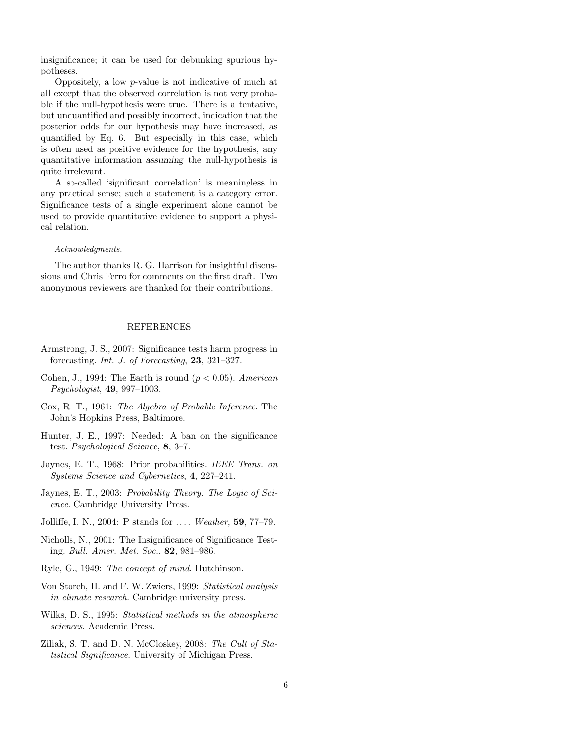insignificance; it can be used for debunking spurious hypotheses.

Oppositely, a low $p$-value is not indicative of much at all except that the observed correlation is not very probable if the null-hypothesis were true. There is a tentative, but unquantified and possibly incorrect, indication that the posterior odds for our hypothesis may have increased, as quantified by Eq. 6. But especially in this case, which is often used as positive evidence for the hypothesis, any quantitative information *assuming* the null-hypothesis is quite irrelevant.

A so-called 'significant correlation' is meaningless in any practical sense; such a statement is a category error. Significance tests of a single experiment alone cannot be used to provide quantitative evidence to support a physical relation.

*Acknowledgments.*

The author thanks R. G. Harrison for insightful discussions and Chris Ferro for comments on the first draft. Two anonymous reviewers are thanked for their contributions.

## REFERENCES

Armstrong, J. S., 2007: Significance tests harm progress in forecasting. *Int. J. of Forecasting*, **23**, 321–327.

Cohen, J., 1994: The Earth is round ($p < 0.05$). *American Psychologist*, **49**, 997–1003.

Cox, R. T., 1961: *The Algebra of Probable Inference*. The John's Hopkins Press, Baltimore.

Hunter, J. E., 1997: Needed: A ban on the significance test. *Psychological Science*, **8**, 3–7.

Jaynes, E. T., 1968: Prior probabilities. *IEEE Trans. on Systems Science and Cybernetics*, **4**, 227–241.

Jaynes, E. T., 2003: *Probability Theory. The Logic of Science*. Cambridge University Press.

Jolliffe, I. N., 2004: P stands for .... *Weather*, **59**, 77–79.

Nicholls, N., 2001: The Insignificance of Significance Testing. *Bull. Amer. Met. Soc.*, **82**, 981–986.

Ryle, G., 1949: *The concept of mind*. Hutchinson.

Von Storch, H. and F. W. Zwiers, 1999: *Statistical analysis in climate research*. Cambridge university press.

Wilks, D. S., 1995: *Statistical methods in the atmospheric sciences*. Academic Press.

Ziliak, S. T. and D. N. McCloskey, 2008: *The Cult of Statistical Significance*. University of Michigan Press.